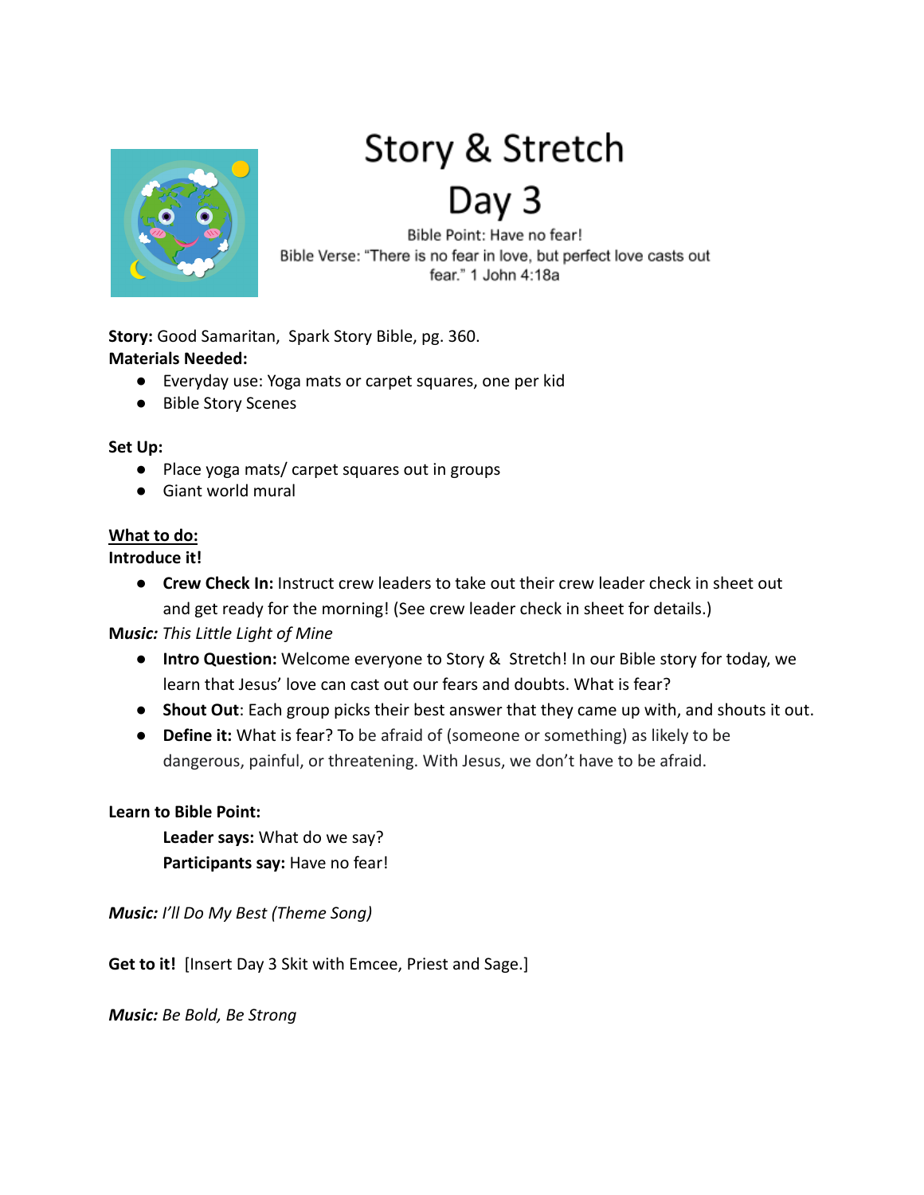# Story & Stretch

# Day 3

Bible Point: Have no fear!

Bible Verse: "There is no fear in love, but perfect love casts out fear." 1 John 4:18a

**Story:** Good Samaritan, Spark Story Bible, pg. 360.

**Materials Needed:**

- Everyday use: Yoga mats or carpet squares, one per kid
- Bible Story Scenes

**Set Up:**

- Place yoga mats/ carpet squares out in groups
- Giant world mural

**What to do:**

**Introduce it!**

- **Crew Check In:** Instruct crew leaders to take out their crew leader check in sheet out and get ready for the morning! (See crew leader check in sheet for details.)

**Music:** *This Little Light of Mine*

- **Intro Question:** Welcome everyone to Story & Stretch! In our Bible story for today, we learn that Jesus' love can cast out our fears and doubts. What is fear?
- **Shout Out**: Each group picks their best answer that they came up with, and shouts it out.
- **Define it:** What is fear? To be afraid of (someone or something) as likely to be dangerous, painful, or threatening. With Jesus, we don't have to be afraid.

**Learn to Bible Point:**

**Leader says:** What do we say?

**Participants say:** Have no fear!

***Music:*** *I'll Do My Best (Theme Song)*

**Get to it!** [Insert Day 3 Skit with Emcee, Priest and Sage.]

***Music:*** *Be Bold, Be Strong*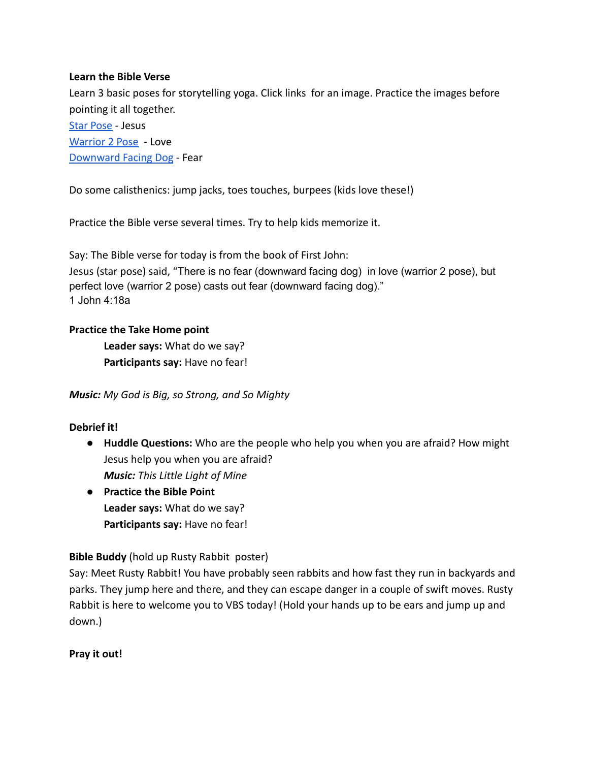**Learn the Bible Verse**

Learn 3 basic poses for storytelling yoga. Click links  for an image. Practice the images before pointing it all together.

[Star Pose](#) - Jesus
[Warrior 2 Pose](#)  - Love
[Downward Facing Dog](#) - Fear

Do some calisthenics: jump jacks, toes touches, burpees (kids love these!)

Practice the Bible verse several times. Try to help kids memorize it.

Say: The Bible verse for today is from the book of First John:
Jesus (star pose) said, "There is no fear (downward facing dog)  in love (warrior 2 pose), but perfect love (warrior 2 pose) casts out fear (downward facing dog)."
1 John 4:18a

**Practice the Take Home point**

> **Leader says:** What do we say?
> **Participants say:** Have no fear!

***Music:*** *My God is Big, so Strong, and So Mighty*

**Debrief it!**

- **Huddle Questions:** Who are the people who help you when you are afraid? How might Jesus help you when you are afraid?
  ***Music:*** *This Little Light of Mine*
- **Practice the Bible Point**
  **Leader says:** What do we say?
  **Participants say:** Have no fear!

**Bible Buddy** (hold up Rusty Rabbit  poster)
Say: Meet Rusty Rabbit! You have probably seen rabbits and how fast they run in backyards and parks. They jump here and there, and they can escape danger in a couple of swift moves. Rusty Rabbit is here to welcome you to VBS today! (Hold your hands up to be ears and jump up and down.)

**Pray it out!**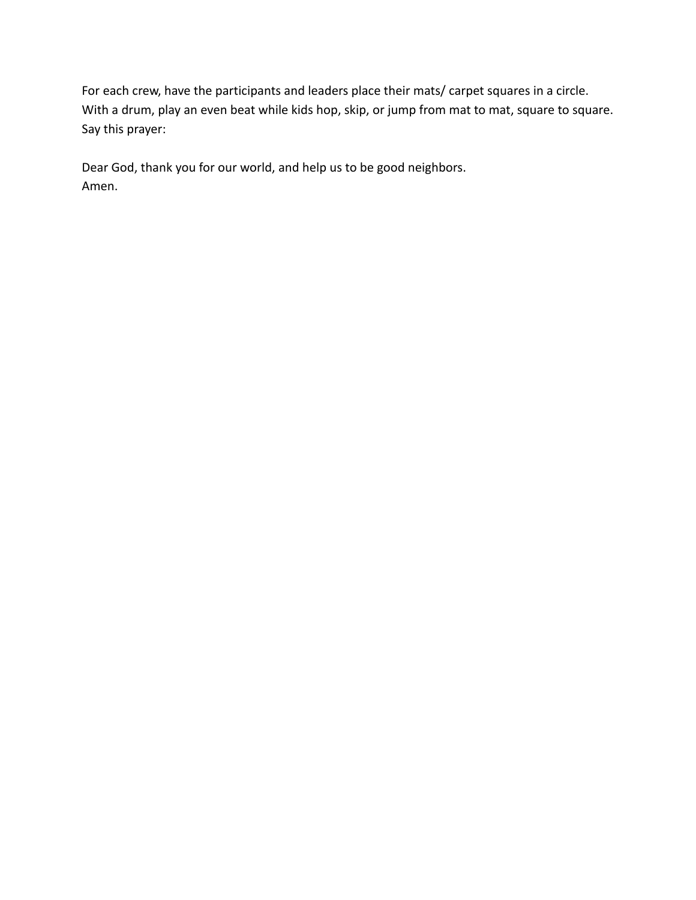For each crew, have the participants and leaders place their mats/ carpet squares in a circle.
With a drum, play an even beat while kids hop, skip, or jump from mat to mat, square to square.
Say this prayer:

Dear God, thank you for our world, and help us to be good neighbors.
Amen.